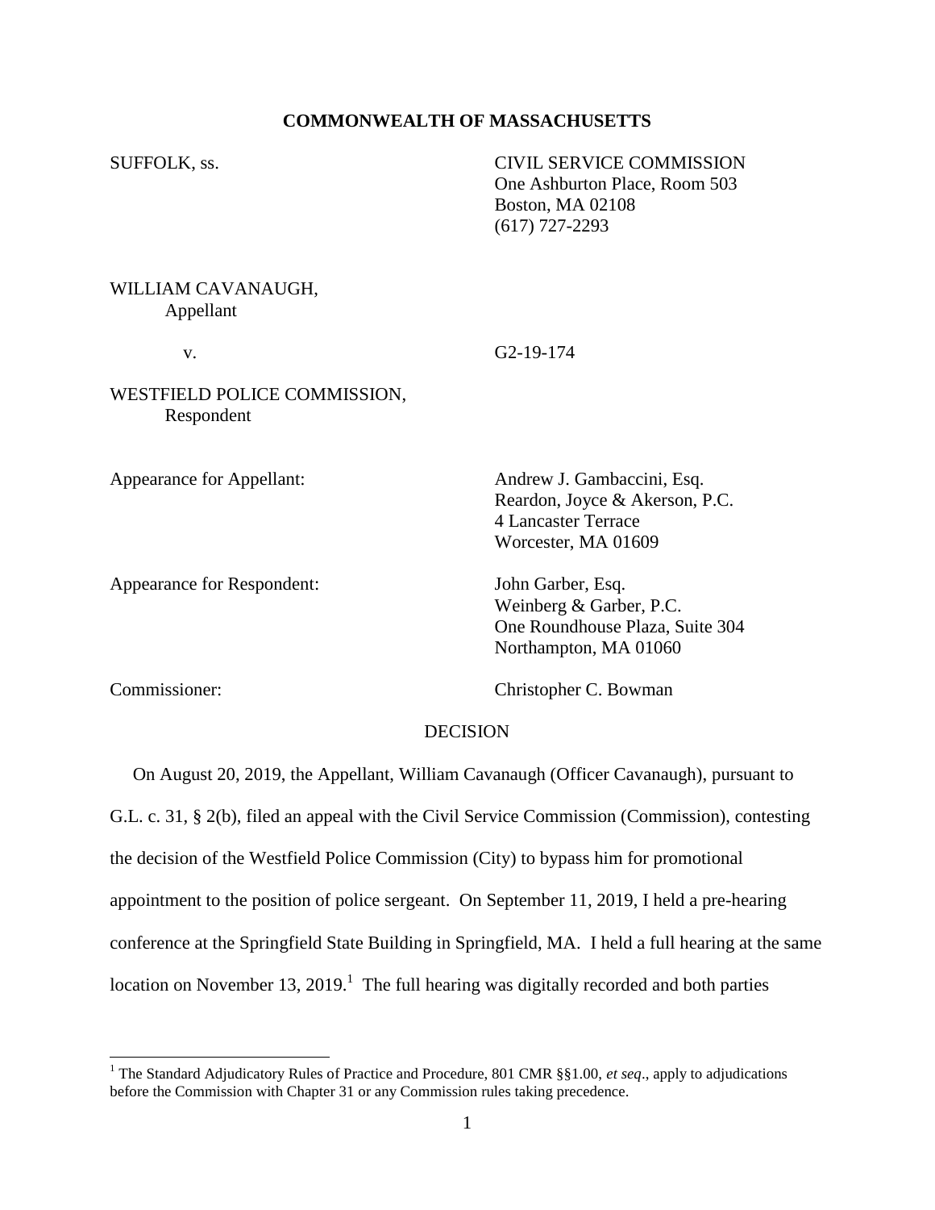**COMMONWEALTH OF MASSACHUSETTS**

SUFFOLK, ss.

CIVIL SERVICE COMMISSION
One Ashburton Place, Room 503
Boston, MA 02108
(617) 727-2293

WILLIAM CAVANAUGH,
Appellant

v.

G2-19-174

WESTFIELD POLICE COMMISSION,
Respondent

Appearance for Appellant:
Andrew J. Gambaccini, Esq.
Reardon, Joyce & Akerson, P.C.
4 Lancaster Terrace
Worcester, MA 01609

Appearance for Respondent:
John Garber, Esq.
Weinberg & Garber, P.C.
One Roundhouse Plaza, Suite 304
Northampton, MA 01060

Commissioner:
Christopher C. Bowman

DECISION

On August 20, 2019, the Appellant, William Cavanaugh (Officer Cavanaugh), pursuant to G.L. c. 31, § 2(b), filed an appeal with the Civil Service Commission (Commission), contesting the decision of the Westfield Police Commission (City) to bypass him for promotional appointment to the position of police sergeant. On September 11, 2019, I held a pre-hearing conference at the Springfield State Building in Springfield, MA. I held a full hearing at the same location on November 13, 2019.[1] The full hearing was digitally recorded and both parties

[1] The Standard Adjudicatory Rules of Practice and Procedure, 801 CMR §§1.00, *et seq*., apply to adjudications before the Commission with Chapter 31 or any Commission rules taking precedence.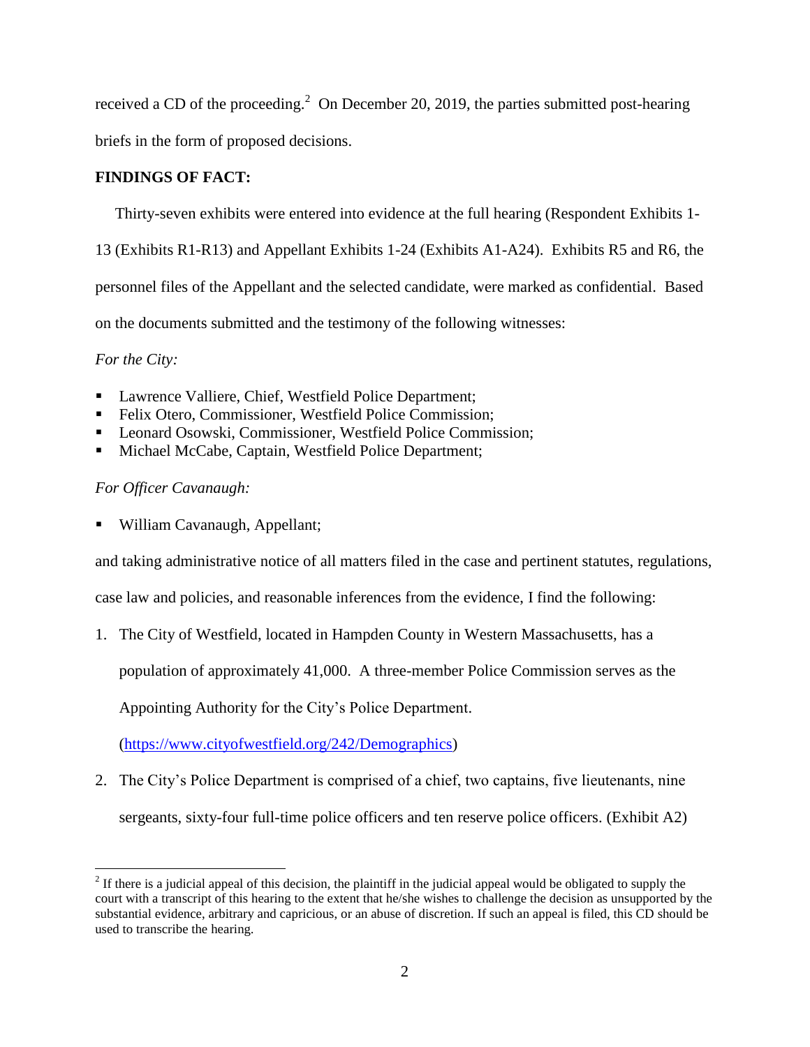received a CD of the proceeding.[2] On December 20, 2019, the parties submitted post-hearing briefs in the form of proposed decisions.

**FINDINGS OF FACT:**

Thirty-seven exhibits were entered into evidence at the full hearing (Respondent Exhibits 1-13 (Exhibits R1-R13) and Appellant Exhibits 1-24 (Exhibits A1-A24). Exhibits R5 and R6, the personnel files of the Appellant and the selected candidate, were marked as confidential. Based on the documents submitted and the testimony of the following witnesses:

*For the City:*

- Lawrence Valliere, Chief, Westfield Police Department;
- Felix Otero, Commissioner, Westfield Police Commission;
- Leonard Osowski, Commissioner, Westfield Police Commission;
- Michael McCabe, Captain, Westfield Police Department;

*For Officer Cavanaugh:*

- William Cavanaugh, Appellant;

and taking administrative notice of all matters filed in the case and pertinent statutes, regulations, case law and policies, and reasonable inferences from the evidence, I find the following:

1. The City of Westfield, located in Hampden County in Western Massachusetts, has a population of approximately 41,000. A three-member Police Commission serves as the Appointing Authority for the City's Police Department. (https://www.cityofwestfield.org/242/Demographics)
2. The City's Police Department is comprised of a chief, two captains, five lieutenants, nine sergeants, sixty-four full-time police officers and ten reserve police officers. (Exhibit A2)

[2] If there is a judicial appeal of this decision, the plaintiff in the judicial appeal would be obligated to supply the court with a transcript of this hearing to the extent that he/she wishes to challenge the decision as unsupported by the substantial evidence, arbitrary and capricious, or an abuse of discretion. If such an appeal is filed, this CD should be used to transcribe the hearing.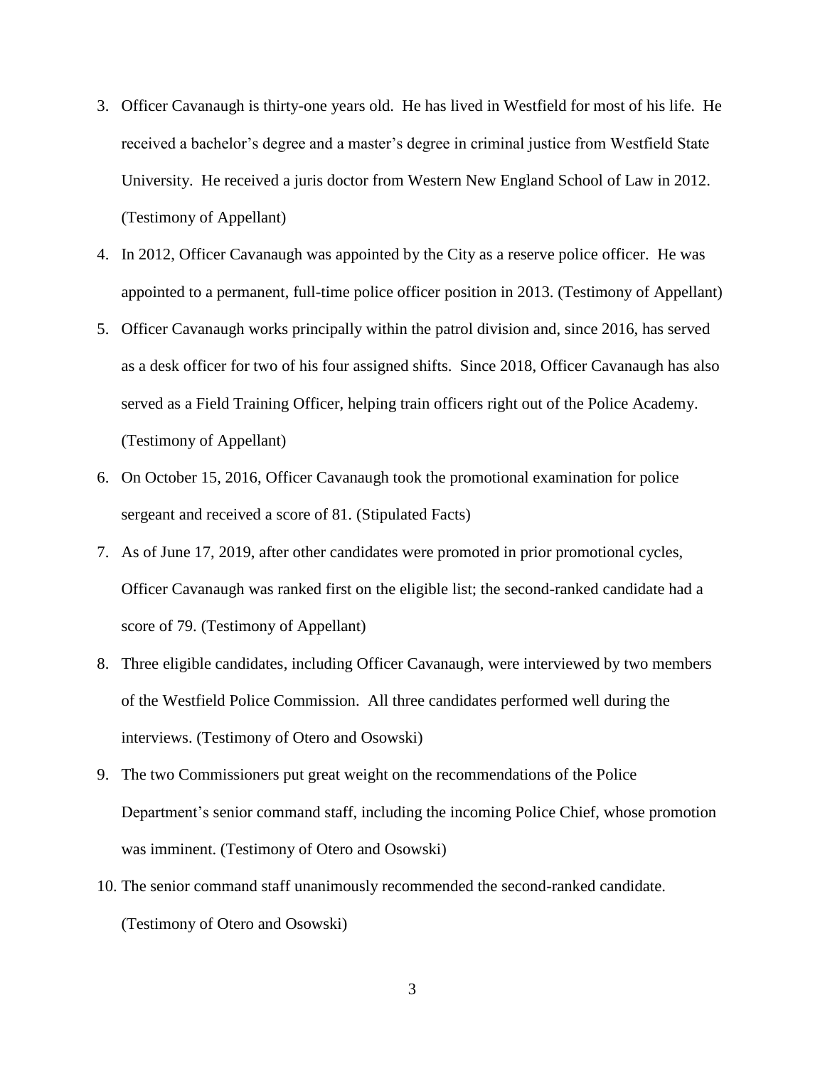3. Officer Cavanaugh is thirty-one years old. He has lived in Westfield for most of his life. He received a bachelor's degree and a master's degree in criminal justice from Westfield State University. He received a juris doctor from Western New England School of Law in 2012. (Testimony of Appellant)
4. In 2012, Officer Cavanaugh was appointed by the City as a reserve police officer. He was appointed to a permanent, full-time police officer position in 2013. (Testimony of Appellant)
5. Officer Cavanaugh works principally within the patrol division and, since 2016, has served as a desk officer for two of his four assigned shifts. Since 2018, Officer Cavanaugh has also served as a Field Training Officer, helping train officers right out of the Police Academy. (Testimony of Appellant)
6. On October 15, 2016, Officer Cavanaugh took the promotional examination for police sergeant and received a score of 81. (Stipulated Facts)
7. As of June 17, 2019, after other candidates were promoted in prior promotional cycles, Officer Cavanaugh was ranked first on the eligible list; the second-ranked candidate had a score of 79. (Testimony of Appellant)
8. Three eligible candidates, including Officer Cavanaugh, were interviewed by two members of the Westfield Police Commission. All three candidates performed well during the interviews. (Testimony of Otero and Osowski)
9. The two Commissioners put great weight on the recommendations of the Police Department's senior command staff, including the incoming Police Chief, whose promotion was imminent. (Testimony of Otero and Osowski)
10. The senior command staff unanimously recommended the second-ranked candidate. (Testimony of Otero and Osowski)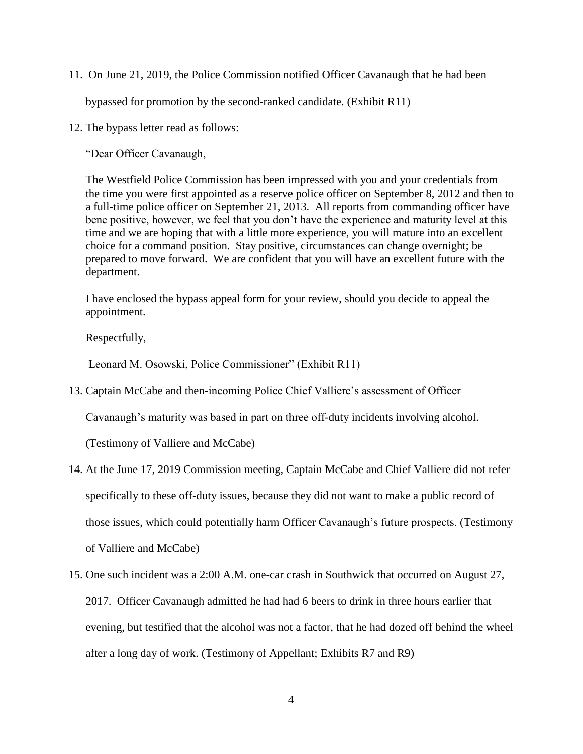11. On June 21, 2019, the Police Commission notified Officer Cavanaugh that he had been bypassed for promotion by the second-ranked candidate. (Exhibit R11)

12. The bypass letter read as follows:

    "Dear Officer Cavanaugh,

    The Westfield Police Commission has been impressed with you and your credentials from the time you were first appointed as a reserve police officer on September 8, 2012 and then to a full-time police officer on September 21, 2013. All reports from commanding officer have bene positive, however, we feel that you don't have the experience and maturity level at this time and we are hoping that with a little more experience, you will mature into an excellent choice for a command position. Stay positive, circumstances can change overnight; be prepared to move forward. We are confident that you will have an excellent future with the department.

    I have enclosed the bypass appeal form for your review, should you decide to appeal the appointment.

    Respectfully,

    Leonard M. Osowski, Police Commissioner" (Exhibit R11)

13. Captain McCabe and then-incoming Police Chief Valliere's assessment of Officer Cavanaugh's maturity was based in part on three off-duty incidents involving alcohol. (Testimony of Valliere and McCabe)

14. At the June 17, 2019 Commission meeting, Captain McCabe and Chief Valliere did not refer specifically to these off-duty issues, because they did not want to make a public record of those issues, which could potentially harm Officer Cavanaugh's future prospects. (Testimony of Valliere and McCabe)

15. One such incident was a 2:00 A.M. one-car crash in Southwick that occurred on August 27, 2017. Officer Cavanaugh admitted he had had 6 beers to drink in three hours earlier that evening, but testified that the alcohol was not a factor, that he had dozed off behind the wheel after a long day of work. (Testimony of Appellant; Exhibits R7 and R9)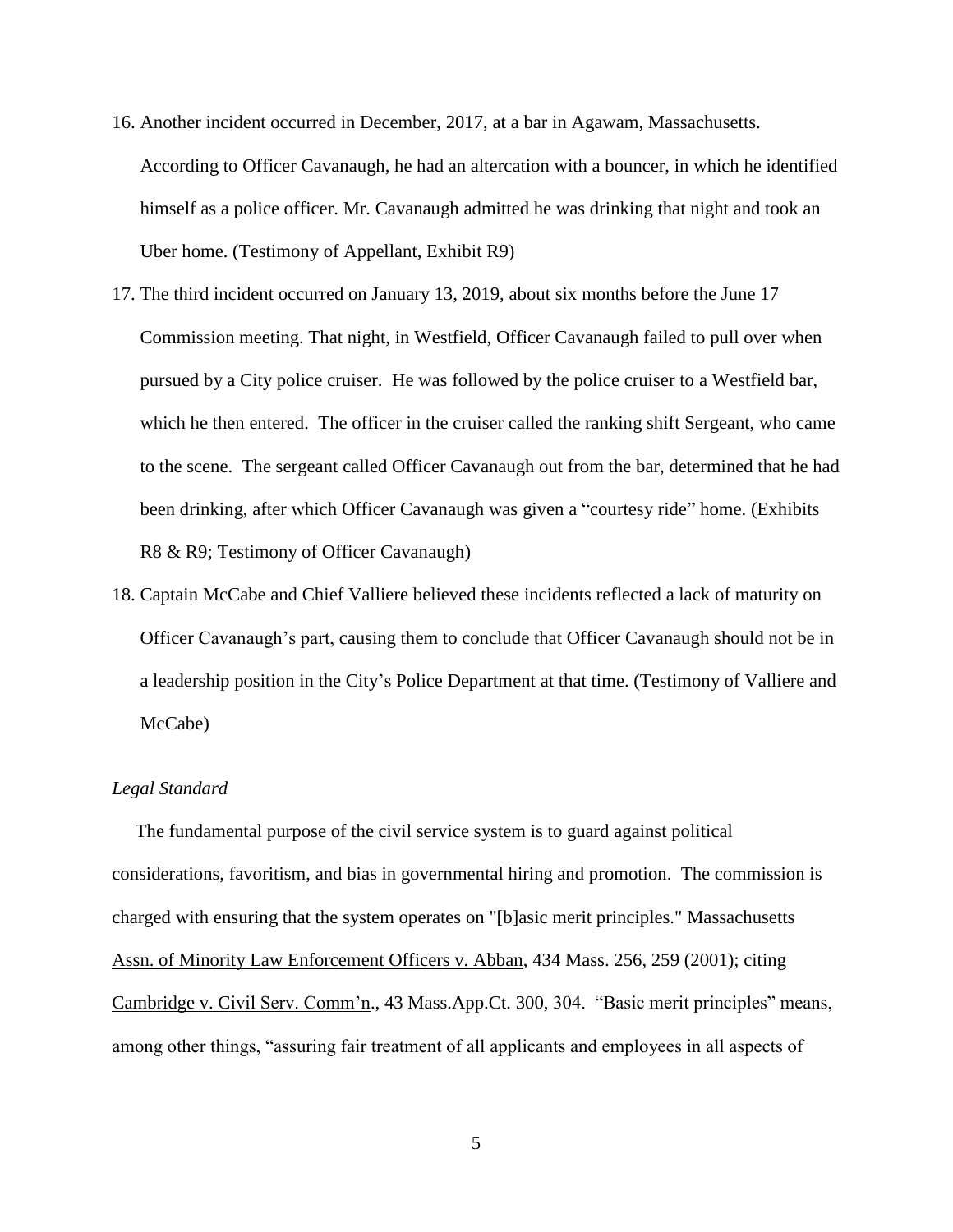16. Another incident occurred in December, 2017, at a bar in Agawam, Massachusetts. According to Officer Cavanaugh, he had an altercation with a bouncer, in which he identified himself as a police officer. Mr. Cavanaugh admitted he was drinking that night and took an Uber home. (Testimony of Appellant, Exhibit R9)

17. The third incident occurred on January 13, 2019, about six months before the June 17 Commission meeting. That night, in Westfield, Officer Cavanaugh failed to pull over when pursued by a City police cruiser. He was followed by the police cruiser to a Westfield bar, which he then entered. The officer in the cruiser called the ranking shift Sergeant, who came to the scene. The sergeant called Officer Cavanaugh out from the bar, determined that he had been drinking, after which Officer Cavanaugh was given a "courtesy ride" home. (Exhibits R8 & R9; Testimony of Officer Cavanaugh)

18. Captain McCabe and Chief Valliere believed these incidents reflected a lack of maturity on Officer Cavanaugh's part, causing them to conclude that Officer Cavanaugh should not be in a leadership position in the City's Police Department at that time. (Testimony of Valliere and McCabe)

*Legal Standard*

The fundamental purpose of the civil service system is to guard against political considerations, favoritism, and bias in governmental hiring and promotion. The commission is charged with ensuring that the system operates on "[b]asic merit principles." Massachusetts Assn. of Minority Law Enforcement Officers v. Abban, 434 Mass. 256, 259 (2001); citing Cambridge v. Civil Serv. Comm'n., 43 Mass.App.Ct. 300, 304. "Basic merit principles" means, among other things, "assuring fair treatment of all applicants and employees in all aspects of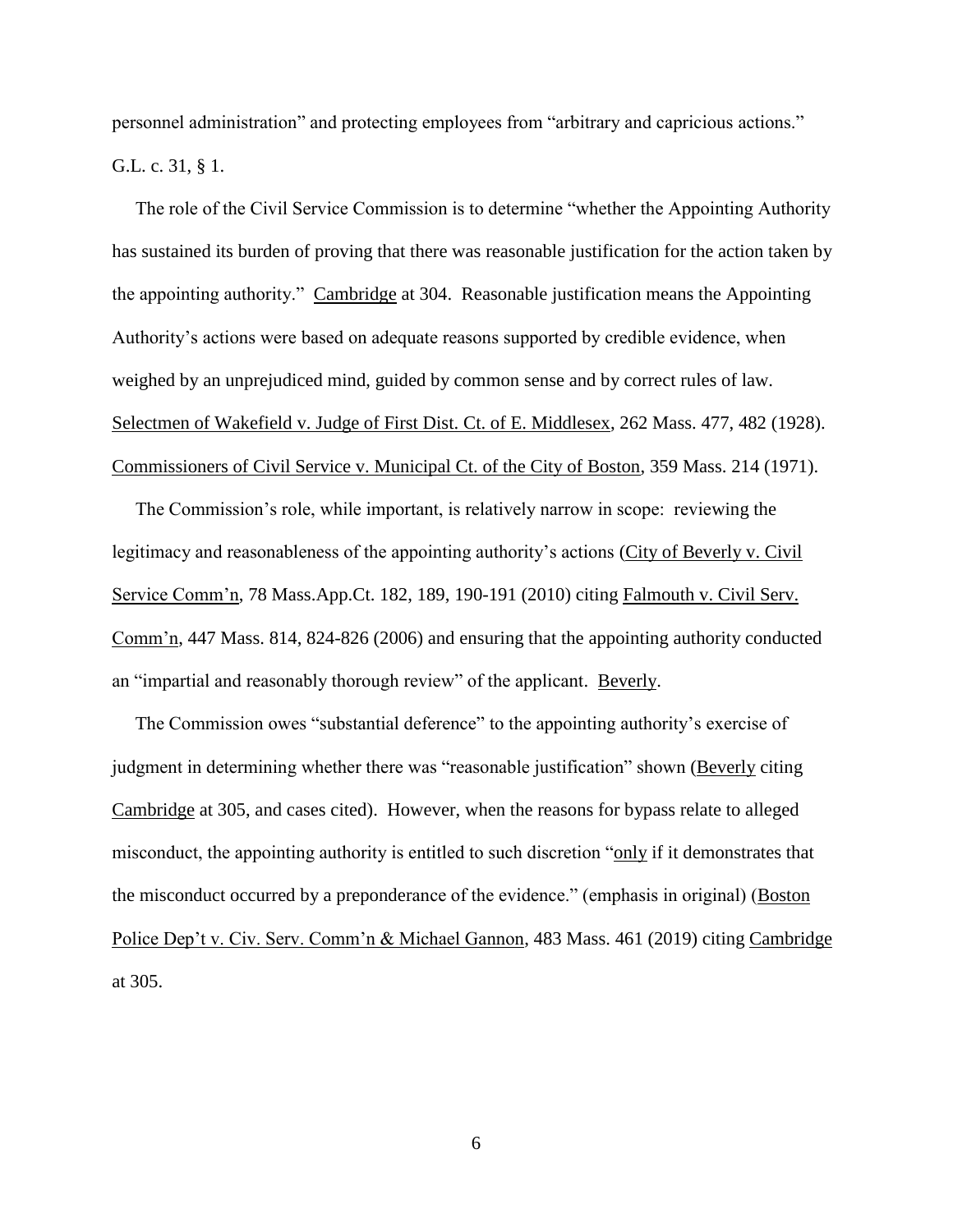personnel administration" and protecting employees from "arbitrary and capricious actions." G.L. c. 31, § 1.

The role of the Civil Service Commission is to determine "whether the Appointing Authority has sustained its burden of proving that there was reasonable justification for the action taken by the appointing authority." Cambridge at 304. Reasonable justification means the Appointing Authority's actions were based on adequate reasons supported by credible evidence, when weighed by an unprejudiced mind, guided by common sense and by correct rules of law. Selectmen of Wakefield v. Judge of First Dist. Ct. of E. Middlesex, 262 Mass. 477, 482 (1928). Commissioners of Civil Service v. Municipal Ct. of the City of Boston, 359 Mass. 214 (1971).

The Commission's role, while important, is relatively narrow in scope: reviewing the legitimacy and reasonableness of the appointing authority's actions (City of Beverly v. Civil Service Comm'n, 78 Mass.App.Ct. 182, 189, 190-191 (2010) citing Falmouth v. Civil Serv. Comm'n, 447 Mass. 814, 824-826 (2006) and ensuring that the appointing authority conducted an "impartial and reasonably thorough review" of the applicant. Beverly.

The Commission owes "substantial deference" to the appointing authority's exercise of judgment in determining whether there was "reasonable justification" shown (Beverly citing Cambridge at 305, and cases cited). However, when the reasons for bypass relate to alleged misconduct, the appointing authority is entitled to such discretion "only if it demonstrates that the misconduct occurred by a preponderance of the evidence." (emphasis in original) (Boston Police Dep't v. Civ. Serv. Comm'n & Michael Gannon, 483 Mass. 461 (2019) citing Cambridge at 305.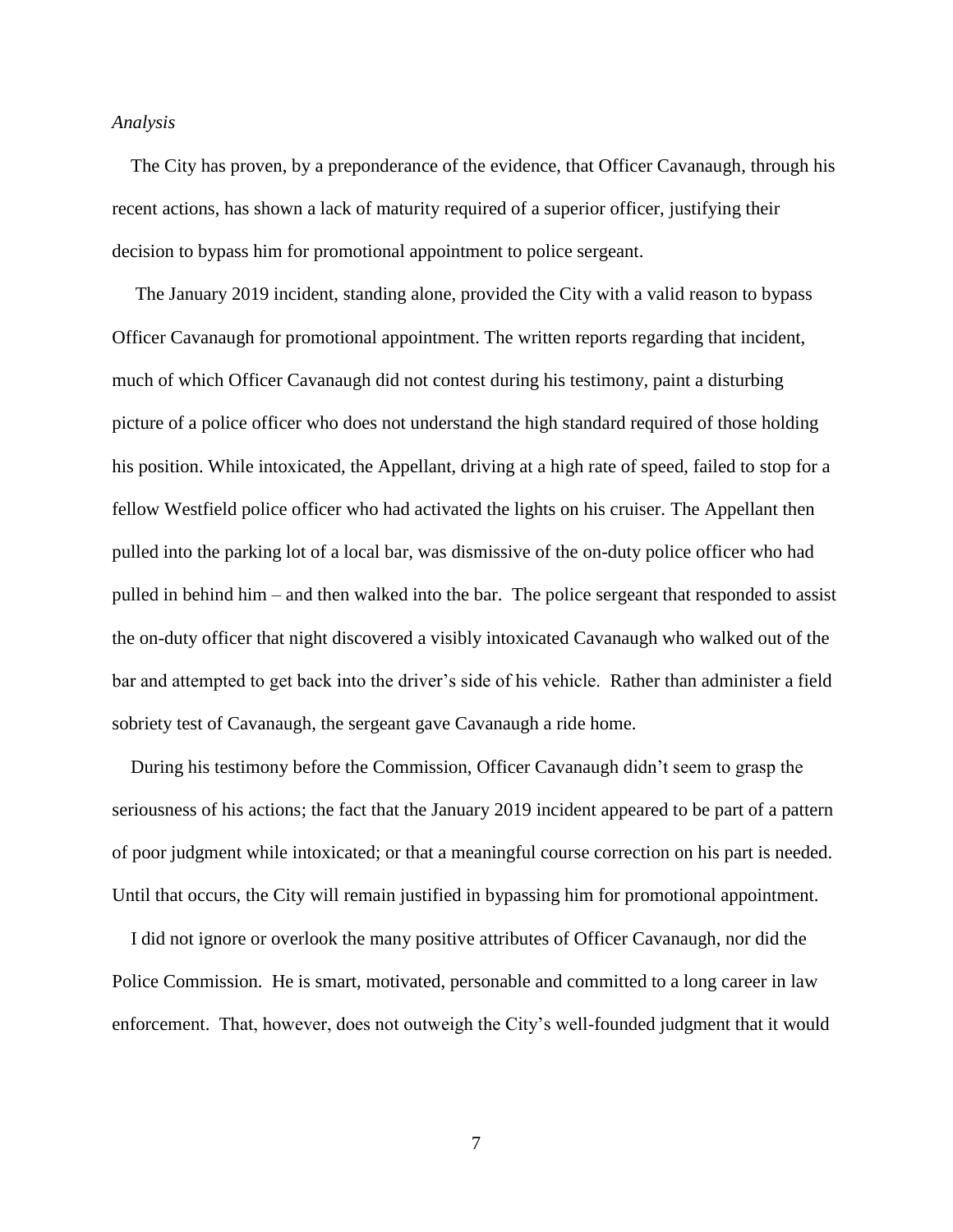*Analysis*

The City has proven, by a preponderance of the evidence, that Officer Cavanaugh, through his recent actions, has shown a lack of maturity required of a superior officer, justifying their decision to bypass him for promotional appointment to police sergeant.

The January 2019 incident, standing alone, provided the City with a valid reason to bypass Officer Cavanaugh for promotional appointment. The written reports regarding that incident, much of which Officer Cavanaugh did not contest during his testimony, paint a disturbing picture of a police officer who does not understand the high standard required of those holding his position. While intoxicated, the Appellant, driving at a high rate of speed, failed to stop for a fellow Westfield police officer who had activated the lights on his cruiser. The Appellant then pulled into the parking lot of a local bar, was dismissive of the on-duty police officer who had pulled in behind him – and then walked into the bar. The police sergeant that responded to assist the on-duty officer that night discovered a visibly intoxicated Cavanaugh who walked out of the bar and attempted to get back into the driver's side of his vehicle. Rather than administer a field sobriety test of Cavanaugh, the sergeant gave Cavanaugh a ride home.

During his testimony before the Commission, Officer Cavanaugh didn't seem to grasp the seriousness of his actions; the fact that the January 2019 incident appeared to be part of a pattern of poor judgment while intoxicated; or that a meaningful course correction on his part is needed. Until that occurs, the City will remain justified in bypassing him for promotional appointment.

I did not ignore or overlook the many positive attributes of Officer Cavanaugh, nor did the Police Commission. He is smart, motivated, personable and committed to a long career in law enforcement. That, however, does not outweigh the City's well-founded judgment that it would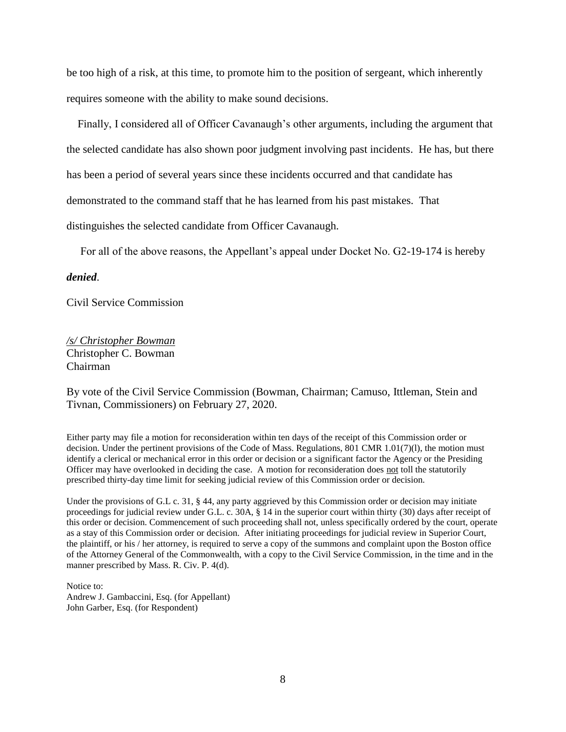be too high of a risk, at this time, to promote him to the position of sergeant, which inherently requires someone with the ability to make sound decisions.

Finally, I considered all of Officer Cavanaugh's other arguments, including the argument that the selected candidate has also shown poor judgment involving past incidents. He has, but there has been a period of several years since these incidents occurred and that candidate has demonstrated to the command staff that he has learned from his past mistakes. That distinguishes the selected candidate from Officer Cavanaugh.

For all of the above reasons, the Appellant's appeal under Docket No. G2-19-174 is hereby ***denied***.

Civil Service Commission

*/s/ Christopher Bowman*
Christopher C. Bowman
Chairman

By vote of the Civil Service Commission (Bowman, Chairman; Camuso, Ittleman, Stein and Tivnan, Commissioners) on February 27, 2020.

Either party may file a motion for reconsideration within ten days of the receipt of this Commission order or decision. Under the pertinent provisions of the Code of Mass. Regulations, 801 CMR 1.01(7)(l), the motion must identify a clerical or mechanical error in this order or decision or a significant factor the Agency or the Presiding Officer may have overlooked in deciding the case. A motion for reconsideration does not toll the statutorily prescribed thirty-day time limit for seeking judicial review of this Commission order or decision.

Under the provisions of G.L c. 31, § 44, any party aggrieved by this Commission order or decision may initiate proceedings for judicial review under G.L. c. 30A, § 14 in the superior court within thirty (30) days after receipt of this order or decision. Commencement of such proceeding shall not, unless specifically ordered by the court, operate as a stay of this Commission order or decision. After initiating proceedings for judicial review in Superior Court, the plaintiff, or his / her attorney, is required to serve a copy of the summons and complaint upon the Boston office of the Attorney General of the Commonwealth, with a copy to the Civil Service Commission, in the time and in the manner prescribed by Mass. R. Civ. P. 4(d).

Notice to:
Andrew J. Gambaccini, Esq. (for Appellant)
John Garber, Esq. (for Respondent)